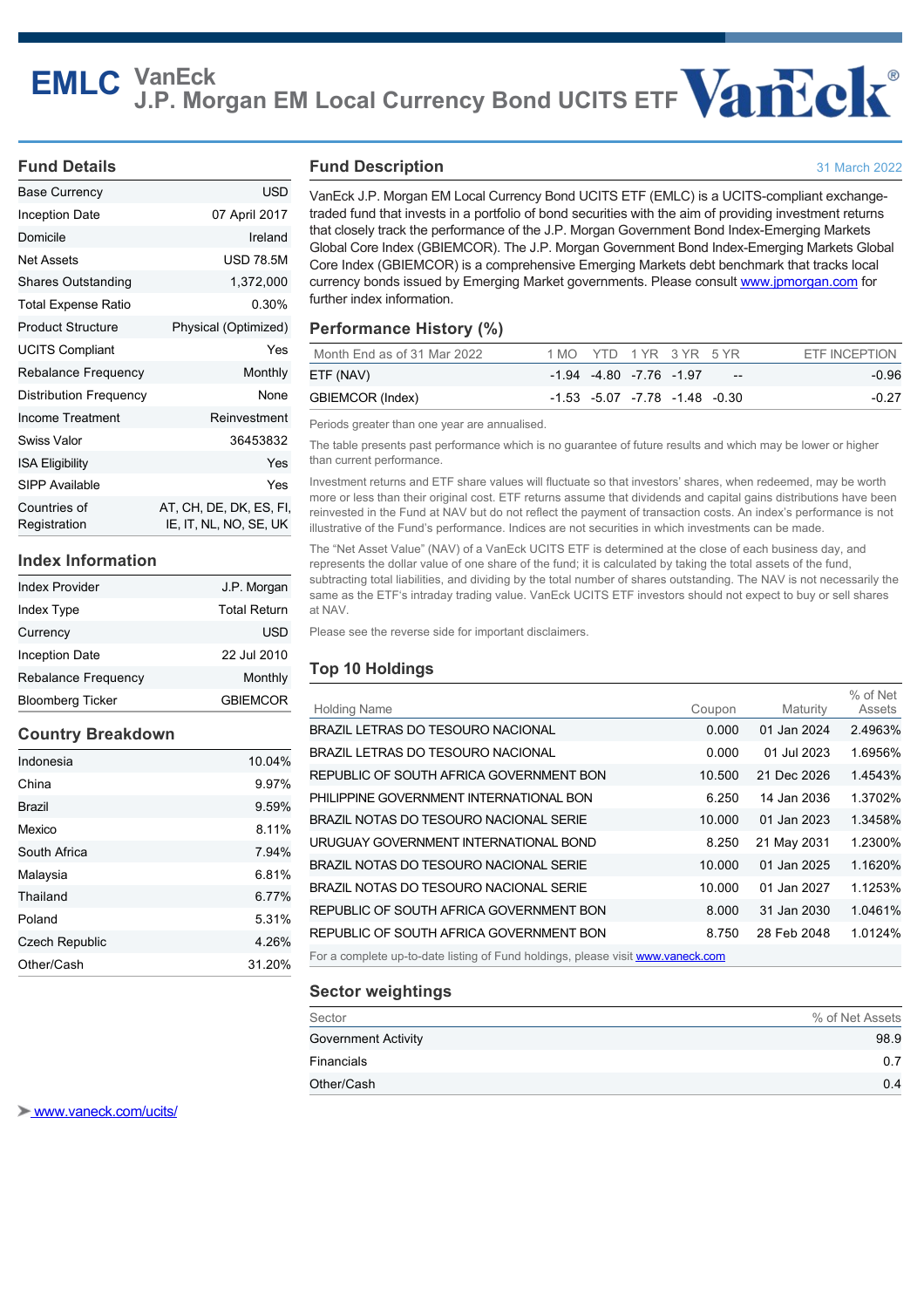# EMLC VanEck J.P. Morgan EM Local Currency Bond UCITS ETF

## Fund Details

| | |
|---|---|
| Base Currency | USD |
| Inception Date | 07 April 2017 |
| Domicile | Ireland |
| Net Assets | USD 78.5M |
| Shares Outstanding | 1,372,000 |
| Total Expense Ratio | 0.30% |
| Product Structure | Physical (Optimized) |
| UCITS Compliant | Yes |
| Rebalance Frequency | Monthly |
| Distribution Frequency | None |
| Income Treatment | Reinvestment |
| Swiss Valor | 36453832 |
| ISA Eligibility | Yes |
| SIPP Available | Yes |
| Countries of Registration | AT, CH, DE, DK, ES, FI, IE, IT, NL, NO, SE, UK |

## Index Information

| | |
|---|---|
| Index Provider | J.P. Morgan |
| Index Type | Total Return |
| Currency | USD |
| Inception Date | 22 Jul 2010 |
| Rebalance Frequency | Monthly |
| Bloomberg Ticker | GBIEMCOR |

## Country Breakdown

| | |
|---|---|
| Indonesia | 10.04% |
| China | 9.97% |
| Brazil | 9.59% |
| Mexico | 8.11% |
| South Africa | 7.94% |
| Malaysia | 6.81% |
| Thailand | 6.77% |
| Poland | 5.31% |
| Czech Republic | 4.26% |
| Other/Cash | 31.20% |

## Fund Description

31 March 2022

VanEck J.P. Morgan EM Local Currency Bond UCITS ETF (EMLC) is a UCITS-compliant exchange-traded fund that invests in a portfolio of bond securities with the aim of providing investment returns that closely track the performance of the J.P. Morgan Government Bond Index-Emerging Markets Global Core Index (GBIEMCOR). The J.P. Morgan Government Bond Index-Emerging Markets Global Core Index (GBIEMCOR) is a comprehensive Emerging Markets debt benchmark that tracks local currency bonds issued by Emerging Market governments. Please consult www.jpmorgan.com for further index information.

## Performance History (%)

| Month End as of 31 Mar 2022 | 1 MO | YTD | 1 YR | 3 YR | 5 YR | ETF INCEPTION |
|---|---|---|---|---|---|---|
| ETF (NAV) | -1.94 | -4.80 | -7.76 | -1.97 | -- | -0.96 |
| GBIEMCOR (Index) | -1.53 | -5.07 | -7.78 | -1.48 | -0.30 | -0.27 |

Periods greater than one year are annualised.

The table presents past performance which is no guarantee of future results and which may be lower or higher than current performance.

Investment returns and ETF share values will fluctuate so that investors' shares, when redeemed, may be worth more or less than their original cost. ETF returns assume that dividends and capital gains distributions have been reinvested in the Fund at NAV but do not reflect the payment of transaction costs. An index's performance is not illustrative of the Fund's performance. Indices are not securities in which investments can be made.

The "Net Asset Value" (NAV) of a VanEck UCITS ETF is determined at the close of each business day, and represents the dollar value of one share of the fund; it is calculated by taking the total assets of the fund, subtracting total liabilities, and dividing by the total number of shares outstanding. The NAV is not necessarily the same as the ETF's intraday trading value. VanEck UCITS ETF investors should not expect to buy or sell shares at NAV.

Please see the reverse side for important disclaimers.

## Top 10 Holdings

| Holding Name | Coupon | Maturity | % of Net Assets |
|---|---|---|---|
| BRAZIL LETRAS DO TESOURO NACIONAL | 0.000 | 01 Jan 2024 | 2.4963% |
| BRAZIL LETRAS DO TESOURO NACIONAL | 0.000 | 01 Jul 2023 | 1.6956% |
| REPUBLIC OF SOUTH AFRICA GOVERNMENT BON | 10.500 | 21 Dec 2026 | 1.4543% |
| PHILIPPINE GOVERNMENT INTERNATIONAL BON | 6.250 | 14 Jan 2036 | 1.3702% |
| BRAZIL NOTAS DO TESOURO NACIONAL SERIE | 10.000 | 01 Jan 2023 | 1.3458% |
| URUGUAY GOVERNMENT INTERNATIONAL BOND | 8.250 | 21 May 2031 | 1.2300% |
| BRAZIL NOTAS DO TESOURO NACIONAL SERIE | 10.000 | 01 Jan 2025 | 1.1620% |
| BRAZIL NOTAS DO TESOURO NACIONAL SERIE | 10.000 | 01 Jan 2027 | 1.1253% |
| REPUBLIC OF SOUTH AFRICA GOVERNMENT BON | 8.000 | 31 Jan 2030 | 1.0461% |
| REPUBLIC OF SOUTH AFRICA GOVERNMENT BON | 8.750 | 28 Feb 2048 | 1.0124% |

For a complete up-to-date listing of Fund holdings, please visit www.vaneck.com

## Sector weightings

| Sector | % of Net Assets |
|---|---|
| Government Activity | 98.9 |
| Financials | 0.7 |
| Other/Cash | 0.4 |

www.vaneck.com/ucits/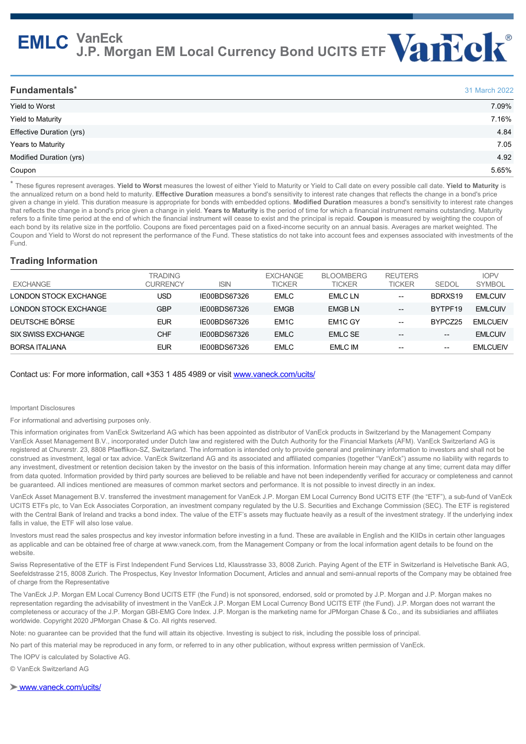# EMLC VanEck J.P. Morgan EM Local Currency Bond UCITS ETF

## Fundamentals*

31 March 2022

| | |
|---|---|
| Yield to Worst | 7.09% |
| Yield to Maturity | 7.16% |
| Effective Duration (yrs) | 4.84 |
| Years to Maturity | 7.05 |
| Modified Duration (yrs) | 4.92 |
| Coupon | 5.65% |

* These figures represent averages. **Yield to Worst** measures the lowest of either Yield to Maturity or Yield to Call date on every possible call date. **Yield to Maturity** is the annualized return on a bond held to maturity. **Effective Duration** measures a bond's sensitivity to interest rate changes that reflects the change in a bond's price given a change in yield. This duration measure is appropriate for bonds with embedded options. **Modified Duration** measures a bond's sensitivity to interest rate changes that reflects the change in a bond's price given a change in yield. **Years to Maturity** is the period of time for which a financial instrument remains outstanding. Maturity refers to a finite time period at the end of which the financial instrument will cease to exist and the principal is repaid. **Coupon** is measured by weighting the coupon of each bond by its relative size in the portfolio. Coupons are fixed percentages paid on a fixed-income security on an annual basis. Averages are market weighted. The Coupon and Yield to Worst do not represent the performance of the Fund. These statistics do not take into account fees and expenses associated with investments of the Fund.

## Trading Information

| EXCHANGE | TRADING CURRENCY | ISIN | EXCHANGE TICKER | BLOOMBERG TICKER | REUTERS TICKER | SEDOL | IOPV SYMBOL |
|---|---|---|---|---|---|---|---|
| LONDON STOCK EXCHANGE | USD | IE00BDS67326 | EMLC | EMLC LN | -- | BDRXS19 | EMLCUIV |
| LONDON STOCK EXCHANGE | GBP | IE00BDS67326 | EMGB | EMGB LN | -- | BYTPF19 | EMLCUIV |
| DEUTSCHE BÖRSE | EUR | IE00BDS67326 | EM1C | EM1C GY | -- | BYPCZ25 | EMLCUEIV |
| SIX SWISS EXCHANGE | CHF | IE00BDS67326 | EMLC | EMLC SE | -- | -- | EMLCUIV |
| BORSA ITALIANA | EUR | IE00BDS67326 | EMLC | EMLC IM | -- | -- | EMLCUEIV |

Contact us: For more information, call +353 1 485 4989 or visit www.vaneck.com/ucits/

Important Disclosures

For informational and advertising purposes only.

This information originates from VanEck Switzerland AG which has been appointed as distributor of VanEck products in Switzerland by the Management Company VanEck Asset Management B.V., incorporated under Dutch law and registered with the Dutch Authority for the Financial Markets (AFM). VanEck Switzerland AG is registered at Churerstr. 23, 8808 Pfaeffikon-SZ, Switzerland. The information is intended only to provide general and preliminary information to investors and shall not be construed as investment, legal or tax advice. VanEck Switzerland AG and its associated and affiliated companies (together "VanEck") assume no liability with regards to any investment, divestment or retention decision taken by the investor on the basis of this information. Information herein may change at any time; current data may differ from data quoted. Information provided by third party sources are believed to be reliable and have not been independently verified for accuracy or completeness and cannot be guaranteed. All indices mentioned are measures of common market sectors and performance. It is not possible to invest directly in an index.

VanEck Asset Management B.V. transferred the investment management for VanEck J.P. Morgan EM Local Currency Bond UCITS ETF (the "ETF"), a sub-fund of VanEck UCITS ETFs plc, to Van Eck Associates Corporation, an investment company regulated by the U.S. Securities and Exchange Commission (SEC). The ETF is registered with the Central Bank of Ireland and tracks a bond index. The value of the ETF's assets may fluctuate heavily as a result of the investment strategy. If the underlying index falls in value, the ETF will also lose value.

Investors must read the sales prospectus and key investor information before investing in a fund. These are available in English and the KIIDs in certain other languages as applicable and can be obtained free of charge at www.vaneck.com, from the Management Company or from the local information agent details to be found on the website.

Swiss Representative of the ETF is First Independent Fund Services Ltd, Klausstrasse 33, 8008 Zurich. Paying Agent of the ETF in Switzerland is Helvetische Bank AG, Seefeldstrasse 215, 8008 Zurich. The Prospectus, Key Investor Information Document, Articles and annual and semi-annual reports of the Company may be obtained free of charge from the Representative

The VanEck J.P. Morgan EM Local Currency Bond UCITS ETF (the Fund) is not sponsored, endorsed, sold or promoted by J.P. Morgan and J.P. Morgan makes no representation regarding the advisability of investment in the VanEck J.P. Morgan EM Local Currency Bond UCITS ETF (the Fund). J.P. Morgan does not warrant the completeness or accuracy of the J.P. Morgan GBI-EMG Core Index. J.P. Morgan is the marketing name for JPMorgan Chase & Co., and its subsidiaries and affiliates worldwide. Copyright 2020 JPMorgan Chase & Co. All rights reserved.

Note: no guarantee can be provided that the fund will attain its objective. Investing is subject to risk, including the possible loss of principal.

No part of this material may be reproduced in any form, or referred to in any other publication, without express written permission of VanEck.

The IOPV is calculated by Solactive AG.

© VanEck Switzerland AG

www.vaneck.com/ucits/